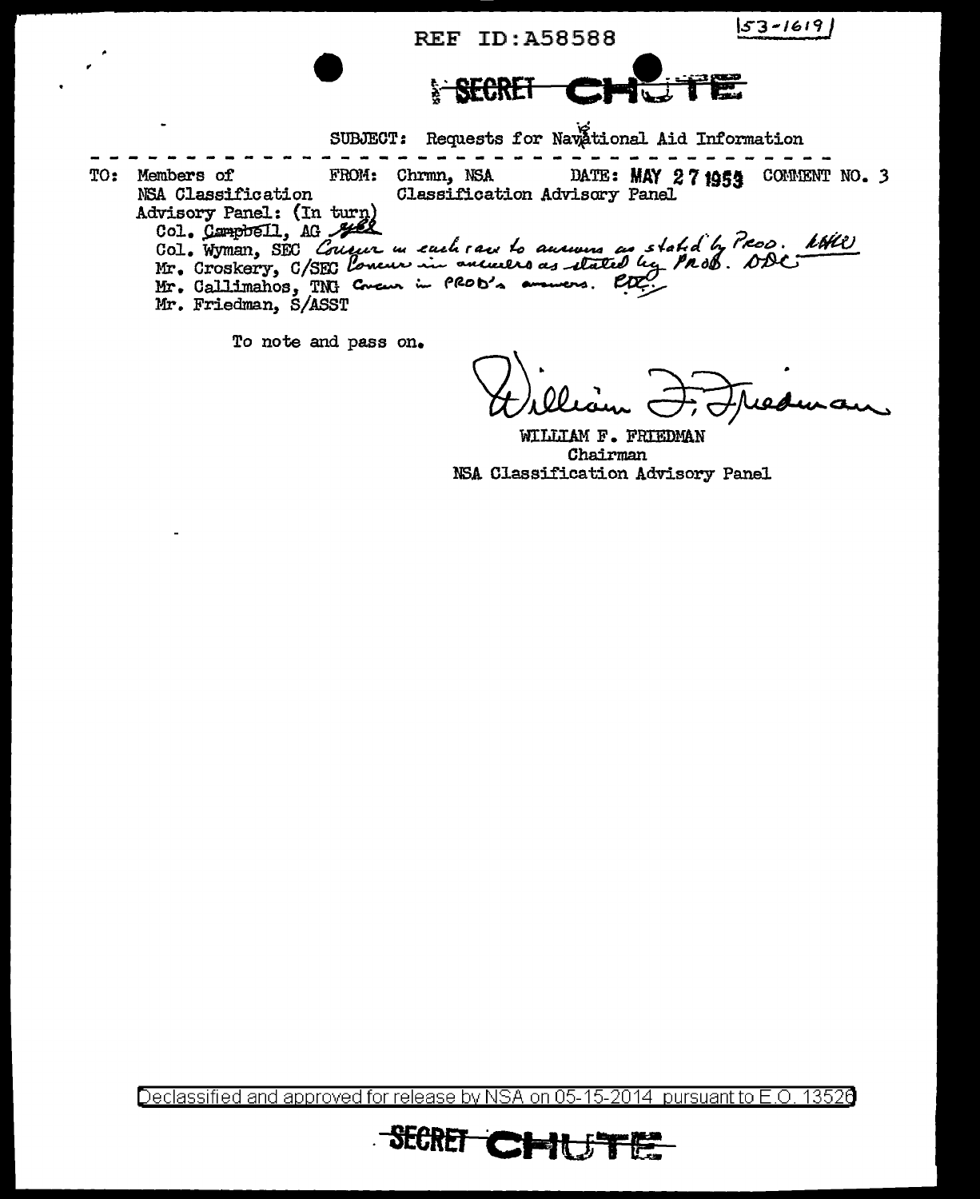REF ID:A58588

53-16191

SECRET CHUTE

SUBJECT: Requests for Navigational Aid Information

TO: Members of NSA Classification Advisory Panel: (In turn)
Col. Campbell, AG *[initials]*
Col. Wyman, SEC *Concur in each case to answers as stated by PROD. [initials]*
Mr. Croskery, C/SEC *Concur in answers as stated by PROD. DDC*
Mr. Callimahos, TNG *Concur in PROD's answers. [initials]*
Mr. Friedman, S/ASST

FROM: Chrmn, NSA Classification Advisory Panel

DATE: MAY 27 1953

COMMENT NO. 3

To note and pass on.

*William F. Friedman*

WILLIAM F. FRIEDMAN
Chairman
NSA Classification Advisory Panel

Declassified and approved for release by NSA on 05-15-2014 pursuant to E.O. 13526

SECRET CHUTE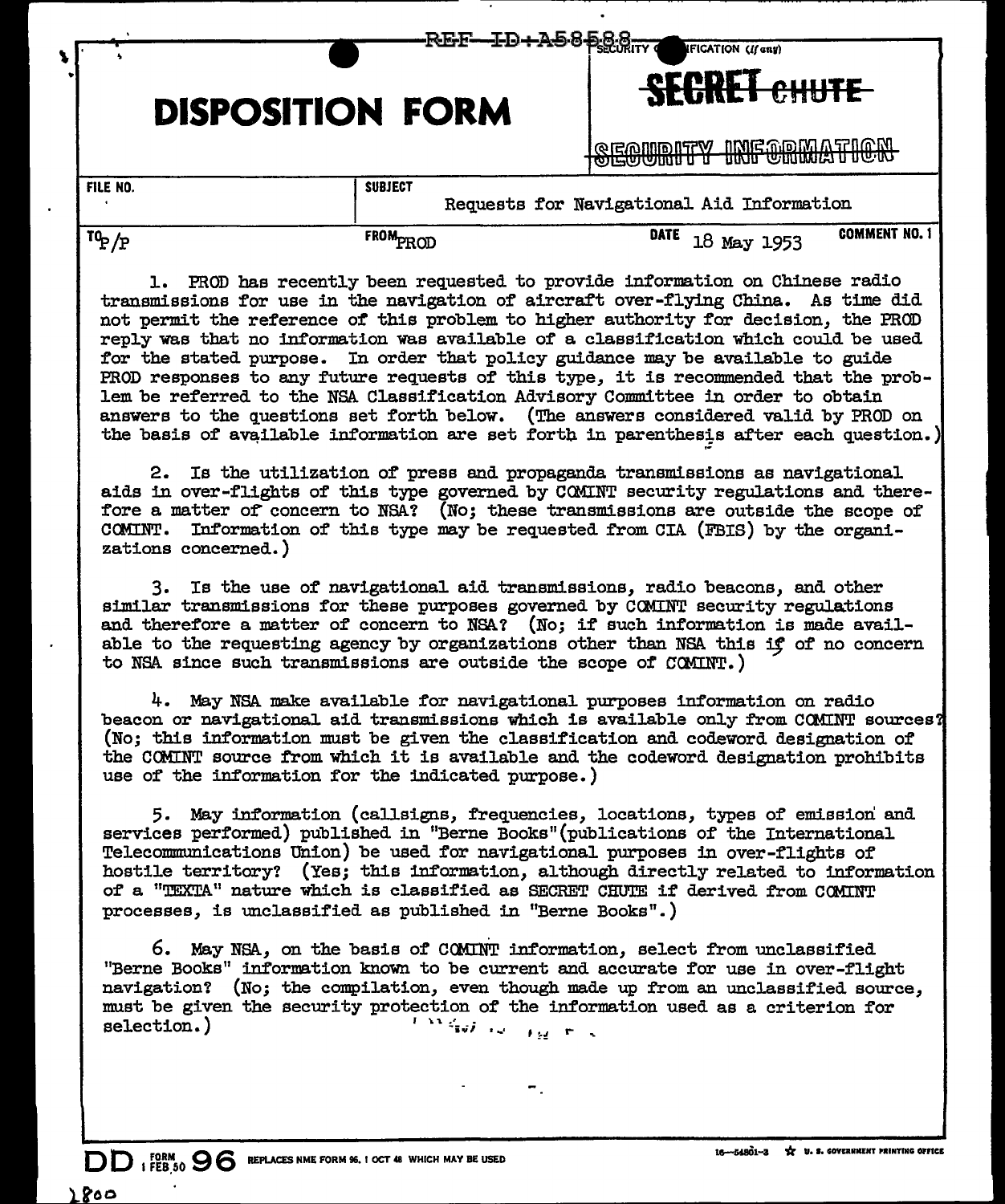REF ID:A58588

SECURITY CLASSIFICATION (if any)

~~SECRET CHUTE~~

~~SECURITY INFORMATION~~

# DISPOSITION FORM

| FILE NO. | SUBJECT | | |
|---|---|---|---|
| | Requests for Navigational Aid Information | | |
| TO P/P | FROM PROD | DATE 18 May 1953 | COMMENT NO. 1 |

1. PROD has recently been requested to provide information on Chinese radio transmissions for use in the navigation of aircraft over-flying China. As time did not permit the reference of this problem to higher authority for decision, the PROD reply was that no information was available of a classification which could be used for the stated purpose. In order that policy guidance may be available to guide PROD responses to any future requests of this type, it is recommended that the problem be referred to the NSA Classification Advisory Committee in order to obtain answers to the questions set forth below. (The answers considered valid by PROD on the basis of available information are set forth in parenthesis after each question.)

2. Is the utilization of press and propaganda transmissions as navigational aids in over-flights of this type governed by COMINT security regulations and therefore a matter of concern to NSA? (No; these transmissions are outside the scope of COMINT. Information of this type may be requested from CIA (FBIS) by the organizations concerned.)

3. Is the use of navigational aid transmissions, radio beacons, and other similar transmissions for these purposes governed by COMINT security regulations and therefore a matter of concern to NSA? (No; if such information is made available to the requesting agency by organizations other than NSA this is of no concern to NSA since such transmissions are outside the scope of COMINT.)

4. May NSA make available for navigational purposes information on radio beacon or navigational aid transmissions which is available only from COMINT sources? (No; this information must be given the classification and codeword designation of the COMINT source from which it is available and the codeword designation prohibits use of the information for the indicated purpose.)

5. May information (callsigns, frequencies, locations, types of emission and services performed) published in "Berne Books"(publications of the International Telecommunications Union) be used for navigational purposes in over-flights of hostile territory? (Yes; this information, although directly related to information of a "TEXTA" nature which is classified as SECRET CHUTE if derived from COMINT processes, is unclassified as published in "Berne Books".)

6. May NSA, on the basis of COMINT information, select from unclassified "Berne Books" information known to be current and accurate for use in over-flight navigation? (No; the compilation, even though made up from an unclassified source, must be given the security protection of the information used as a criterion for selection.)

DD FORM 1 FEB 50 96 REPLACES NME FORM 96, 1 OCT 48 WHICH MAY BE USED

1800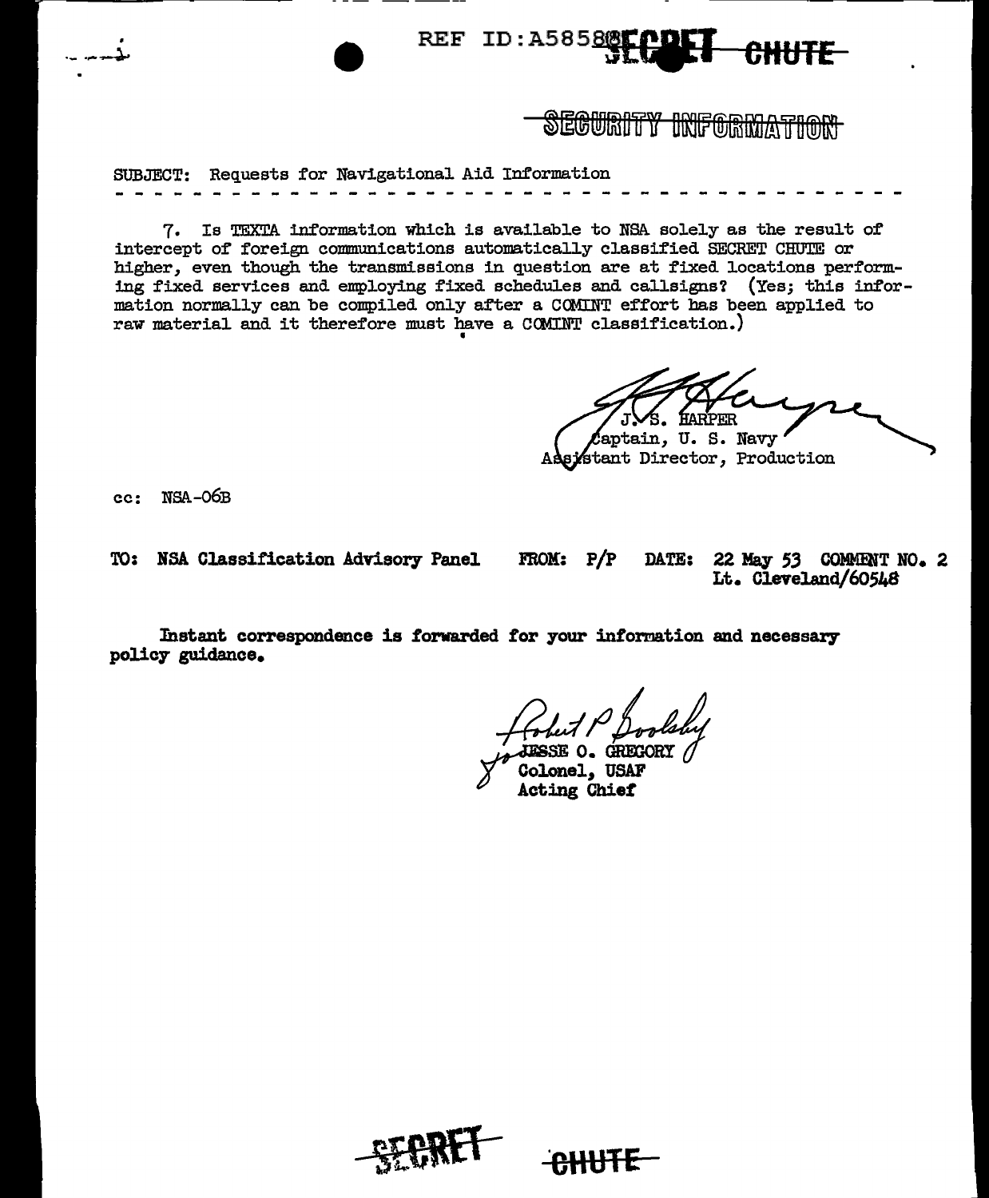SECURITY INFORMATION

SUBJECT: Requests for Navigational Aid Information

7. Is TEXTA information which is available to NSA solely as the result of intercept of foreign communications automatically classified SECRET CHUTE or higher, even though the transmissions in question are at fixed locations performing fixed services and employing fixed schedules and callsigns? (Yes; this information normally can be compiled only after a COMINT effort has been applied to raw material and it therefore must have a COMINT classification.)

J. S. HARPER
Captain, U. S. Navy
Assistant Director, Production

cc: NSA-06B

**TO: NSA Classification Advisory Panel FROM: P/P DATE: 22 May 53 COMMENT NO. 2**
**Lt. Cleveland/60548**

**Instant correspondence is forwarded for your information and necessary policy guidance.**

**JESSE O. GREGORY**
**Colonel, USAF**
**Acting Chief**